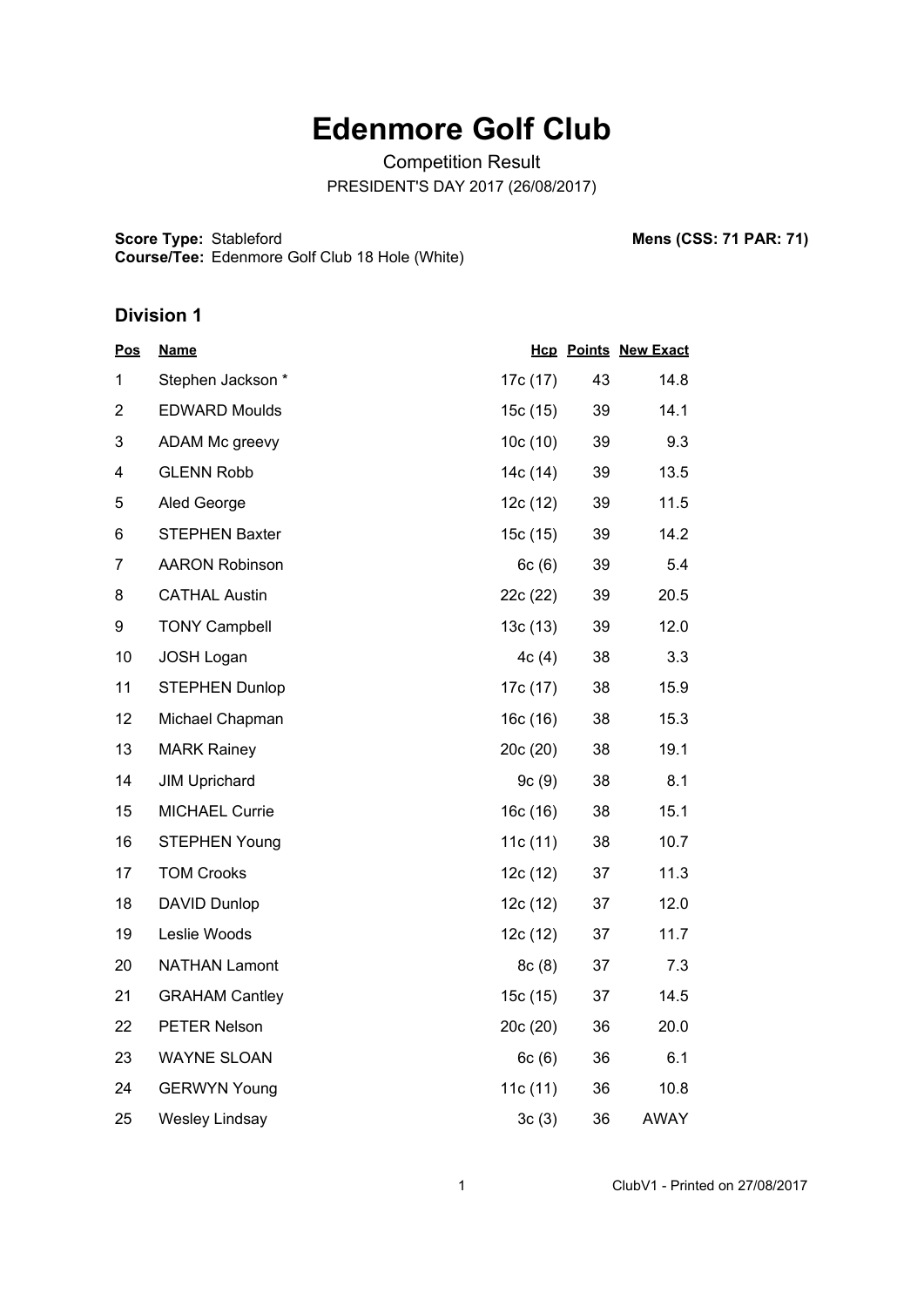# Edenmore Golf Club

Competition Result

PRESIDENT'S DAY 2017 (26/08/2017)

**Score Type:** Stableford
**Course/Tee:** Edenmore Golf Club 18 Hole (White)

**Mens (CSS: 71 PAR: 71)**

## Division 1

| Pos | Name | Hcp | Points | New Exact |
|---|---|---|---|---|
| 1 | Stephen Jackson * | 17c (17) | 43 | 14.8 |
| 2 | EDWARD Moulds | 15c (15) | 39 | 14.1 |
| 3 | ADAM Mc greevy | 10c (10) | 39 | 9.3 |
| 4 | GLENN Robb | 14c (14) | 39 | 13.5 |
| 5 | Aled George | 12c (12) | 39 | 11.5 |
| 6 | STEPHEN Baxter | 15c (15) | 39 | 14.2 |
| 7 | AARON Robinson | 6c (6) | 39 | 5.4 |
| 8 | CATHAL Austin | 22c (22) | 39 | 20.5 |
| 9 | TONY Campbell | 13c (13) | 39 | 12.0 |
| 10 | JOSH Logan | 4c (4) | 38 | 3.3 |
| 11 | STEPHEN Dunlop | 17c (17) | 38 | 15.9 |
| 12 | Michael Chapman | 16c (16) | 38 | 15.3 |
| 13 | MARK Rainey | 20c (20) | 38 | 19.1 |
| 14 | JIM Uprichard | 9c (9) | 38 | 8.1 |
| 15 | MICHAEL Currie | 16c (16) | 38 | 15.1 |
| 16 | STEPHEN Young | 11c (11) | 38 | 10.7 |
| 17 | TOM Crooks | 12c (12) | 37 | 11.3 |
| 18 | DAVID Dunlop | 12c (12) | 37 | 12.0 |
| 19 | Leslie Woods | 12c (12) | 37 | 11.7 |
| 20 | NATHAN Lamont | 8c (8) | 37 | 7.3 |
| 21 | GRAHAM Cantley | 15c (15) | 37 | 14.5 |
| 22 | PETER Nelson | 20c (20) | 36 | 20.0 |
| 23 | WAYNE SLOAN | 6c (6) | 36 | 6.1 |
| 24 | GERWYN Young | 11c (11) | 36 | 10.8 |
| 25 | Wesley Lindsay | 3c (3) | 36 | AWAY |

ClubV1 - Printed on 27/08/2017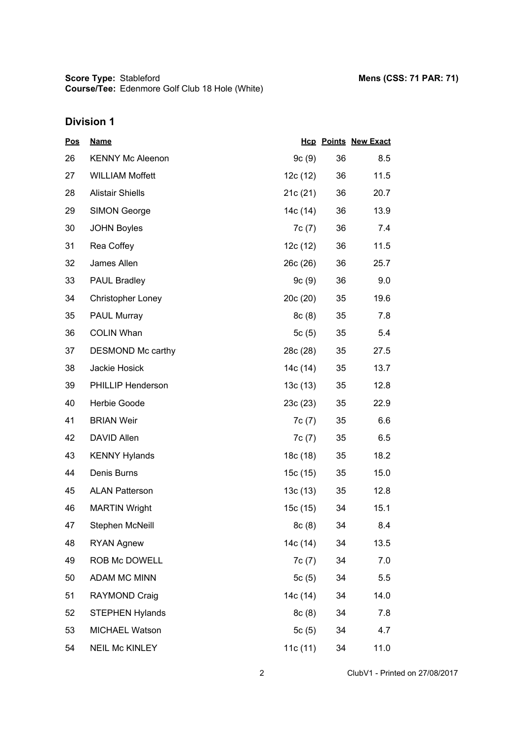**Score Type:** Stableford
**Course/Tee:** Edenmore Golf Club 18 Hole (White)

**Mens (CSS: 71 PAR: 71)**

## Division 1

| Pos | Name | Hcp | Points | New Exact |
|---|---|---|---|---|
| 26 | KENNY Mc Aleenon | 9c (9) | 36 | 8.5 |
| 27 | WILLIAM Moffett | 12c (12) | 36 | 11.5 |
| 28 | Alistair Shiells | 21c (21) | 36 | 20.7 |
| 29 | SIMON George | 14c (14) | 36 | 13.9 |
| 30 | JOHN Boyles | 7c (7) | 36 | 7.4 |
| 31 | Rea Coffey | 12c (12) | 36 | 11.5 |
| 32 | James Allen | 26c (26) | 36 | 25.7 |
| 33 | PAUL Bradley | 9c (9) | 36 | 9.0 |
| 34 | Christopher Loney | 20c (20) | 35 | 19.6 |
| 35 | PAUL Murray | 8c (8) | 35 | 7.8 |
| 36 | COLIN Whan | 5c (5) | 35 | 5.4 |
| 37 | DESMOND Mc carthy | 28c (28) | 35 | 27.5 |
| 38 | Jackie Hosick | 14c (14) | 35 | 13.7 |
| 39 | PHILLIP Henderson | 13c (13) | 35 | 12.8 |
| 40 | Herbie Goode | 23c (23) | 35 | 22.9 |
| 41 | BRIAN Weir | 7c (7) | 35 | 6.6 |
| 42 | DAVID Allen | 7c (7) | 35 | 6.5 |
| 43 | KENNY Hylands | 18c (18) | 35 | 18.2 |
| 44 | Denis Burns | 15c (15) | 35 | 15.0 |
| 45 | ALAN Patterson | 13c (13) | 35 | 12.8 |
| 46 | MARTIN Wright | 15c (15) | 34 | 15.1 |
| 47 | Stephen McNeill | 8c (8) | 34 | 8.4 |
| 48 | RYAN Agnew | 14c (14) | 34 | 13.5 |
| 49 | ROB Mc DOWELL | 7c (7) | 34 | 7.0 |
| 50 | ADAM MC MINN | 5c (5) | 34 | 5.5 |
| 51 | RAYMOND Craig | 14c (14) | 34 | 14.0 |
| 52 | STEPHEN Hylands | 8c (8) | 34 | 7.8 |
| 53 | MICHAEL Watson | 5c (5) | 34 | 4.7 |
| 54 | NEIL Mc KINLEY | 11c (11) | 34 | 11.0 |

ClubV1 - Printed on 27/08/2017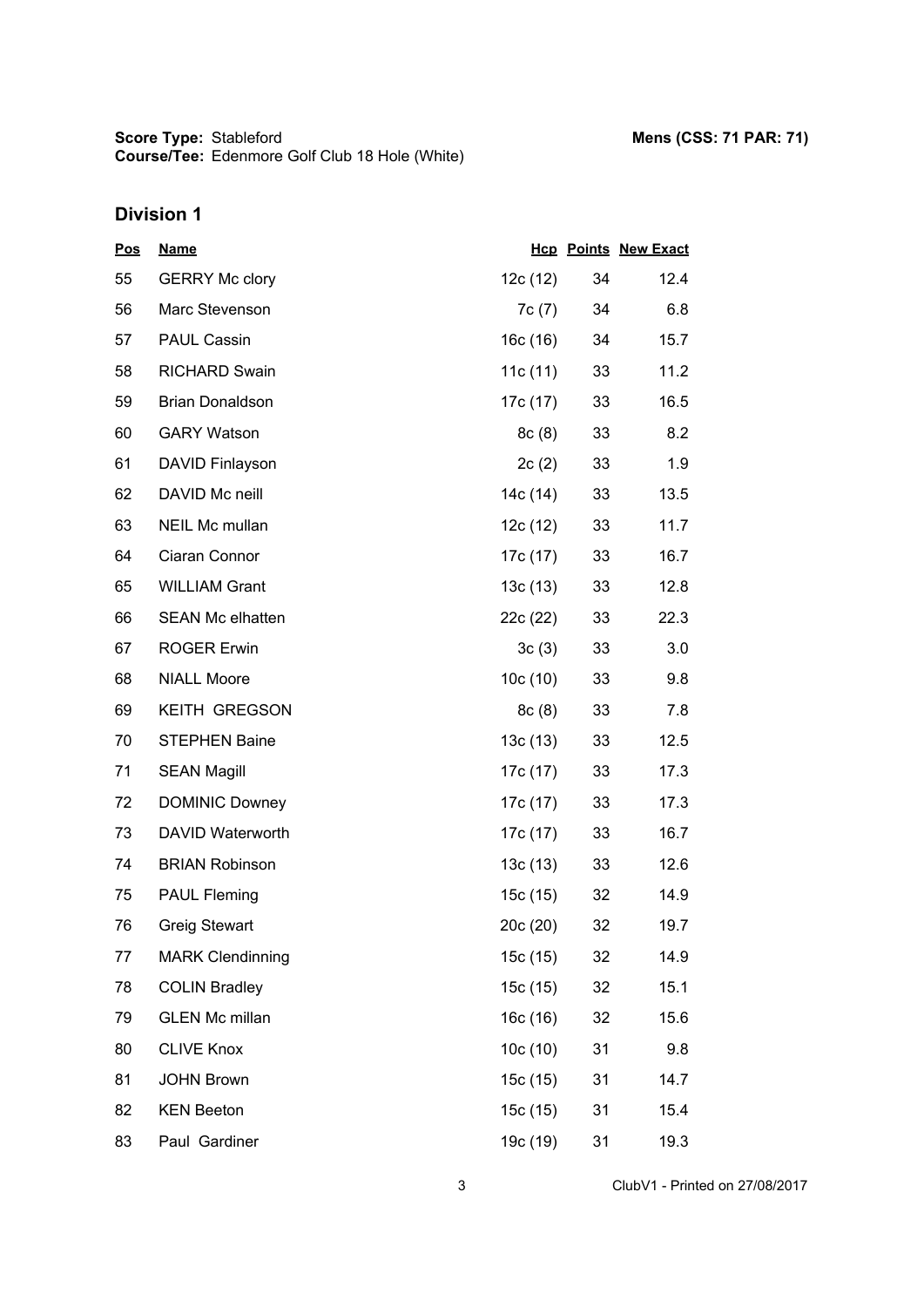**Score Type:** Stableford
**Course/Tee:** Edenmore Golf Club 18 Hole (White)

**Mens (CSS: 71 PAR: 71)**

## Division 1

| Pos | Name | Hcp | Points | New Exact |
|---|---|---|---|---|
| 55 | GERRY Mc clory | 12c (12) | 34 | 12.4 |
| 56 | Marc Stevenson | 7c (7) | 34 | 6.8 |
| 57 | PAUL Cassin | 16c (16) | 34 | 15.7 |
| 58 | RICHARD Swain | 11c (11) | 33 | 11.2 |
| 59 | Brian Donaldson | 17c (17) | 33 | 16.5 |
| 60 | GARY Watson | 8c (8) | 33 | 8.2 |
| 61 | DAVID Finlayson | 2c (2) | 33 | 1.9 |
| 62 | DAVID Mc neill | 14c (14) | 33 | 13.5 |
| 63 | NEIL Mc mullan | 12c (12) | 33 | 11.7 |
| 64 | Ciaran Connor | 17c (17) | 33 | 16.7 |
| 65 | WILLIAM Grant | 13c (13) | 33 | 12.8 |
| 66 | SEAN Mc elhatten | 22c (22) | 33 | 22.3 |
| 67 | ROGER Erwin | 3c (3) | 33 | 3.0 |
| 68 | NIALL Moore | 10c (10) | 33 | 9.8 |
| 69 | KEITH GREGSON | 8c (8) | 33 | 7.8 |
| 70 | STEPHEN Baine | 13c (13) | 33 | 12.5 |
| 71 | SEAN Magill | 17c (17) | 33 | 17.3 |
| 72 | DOMINIC Downey | 17c (17) | 33 | 17.3 |
| 73 | DAVID Waterworth | 17c (17) | 33 | 16.7 |
| 74 | BRIAN Robinson | 13c (13) | 33 | 12.6 |
| 75 | PAUL Fleming | 15c (15) | 32 | 14.9 |
| 76 | Greig Stewart | 20c (20) | 32 | 19.7 |
| 77 | MARK Clendinning | 15c (15) | 32 | 14.9 |
| 78 | COLIN Bradley | 15c (15) | 32 | 15.1 |
| 79 | GLEN Mc millan | 16c (16) | 32 | 15.6 |
| 80 | CLIVE Knox | 10c (10) | 31 | 9.8 |
| 81 | JOHN Brown | 15c (15) | 31 | 14.7 |
| 82 | KEN Beeton | 15c (15) | 31 | 15.4 |
| 83 | Paul Gardiner | 19c (19) | 31 | 19.3 |

ClubV1 - Printed on 27/08/2017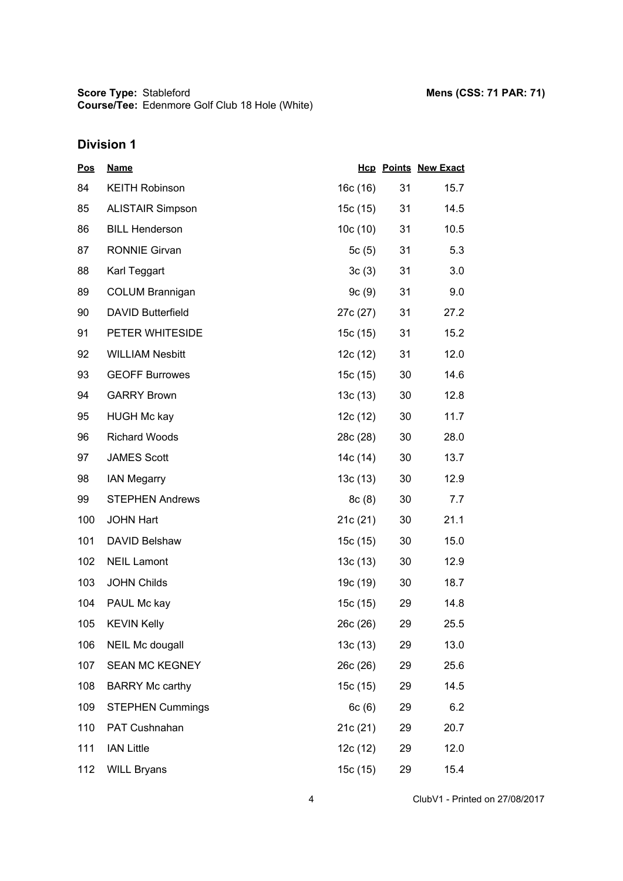**Score Type:** Stableford
**Course/Tee:** Edenmore Golf Club 18 Hole (White)

**Mens (CSS: 71 PAR: 71)**

## Division 1

| Pos | Name | Hcp | Points | New Exact |
|---|---|---|---|---|
| 84 | KEITH Robinson | 16c (16) | 31 | 15.7 |
| 85 | ALISTAIR Simpson | 15c (15) | 31 | 14.5 |
| 86 | BILL Henderson | 10c (10) | 31 | 10.5 |
| 87 | RONNIE Girvan | 5c (5) | 31 | 5.3 |
| 88 | Karl Teggart | 3c (3) | 31 | 3.0 |
| 89 | COLUM Brannigan | 9c (9) | 31 | 9.0 |
| 90 | DAVID Butterfield | 27c (27) | 31 | 27.2 |
| 91 | PETER WHITESIDE | 15c (15) | 31 | 15.2 |
| 92 | WILLIAM Nesbitt | 12c (12) | 31 | 12.0 |
| 93 | GEOFF Burrowes | 15c (15) | 30 | 14.6 |
| 94 | GARRY Brown | 13c (13) | 30 | 12.8 |
| 95 | HUGH Mc kay | 12c (12) | 30 | 11.7 |
| 96 | Richard Woods | 28c (28) | 30 | 28.0 |
| 97 | JAMES Scott | 14c (14) | 30 | 13.7 |
| 98 | IAN Megarry | 13c (13) | 30 | 12.9 |
| 99 | STEPHEN Andrews | 8c (8) | 30 | 7.7 |
| 100 | JOHN Hart | 21c (21) | 30 | 21.1 |
| 101 | DAVID Belshaw | 15c (15) | 30 | 15.0 |
| 102 | NEIL Lamont | 13c (13) | 30 | 12.9 |
| 103 | JOHN Childs | 19c (19) | 30 | 18.7 |
| 104 | PAUL Mc kay | 15c (15) | 29 | 14.8 |
| 105 | KEVIN Kelly | 26c (26) | 29 | 25.5 |
| 106 | NEIL Mc dougall | 13c (13) | 29 | 13.0 |
| 107 | SEAN MC KEGNEY | 26c (26) | 29 | 25.6 |
| 108 | BARRY Mc carthy | 15c (15) | 29 | 14.5 |
| 109 | STEPHEN Cummings | 6c (6) | 29 | 6.2 |
| 110 | PAT Cushnahan | 21c (21) | 29 | 20.7 |
| 111 | IAN Little | 12c (12) | 29 | 12.0 |
| 112 | WILL Bryans | 15c (15) | 29 | 15.4 |

ClubV1 - Printed on 27/08/2017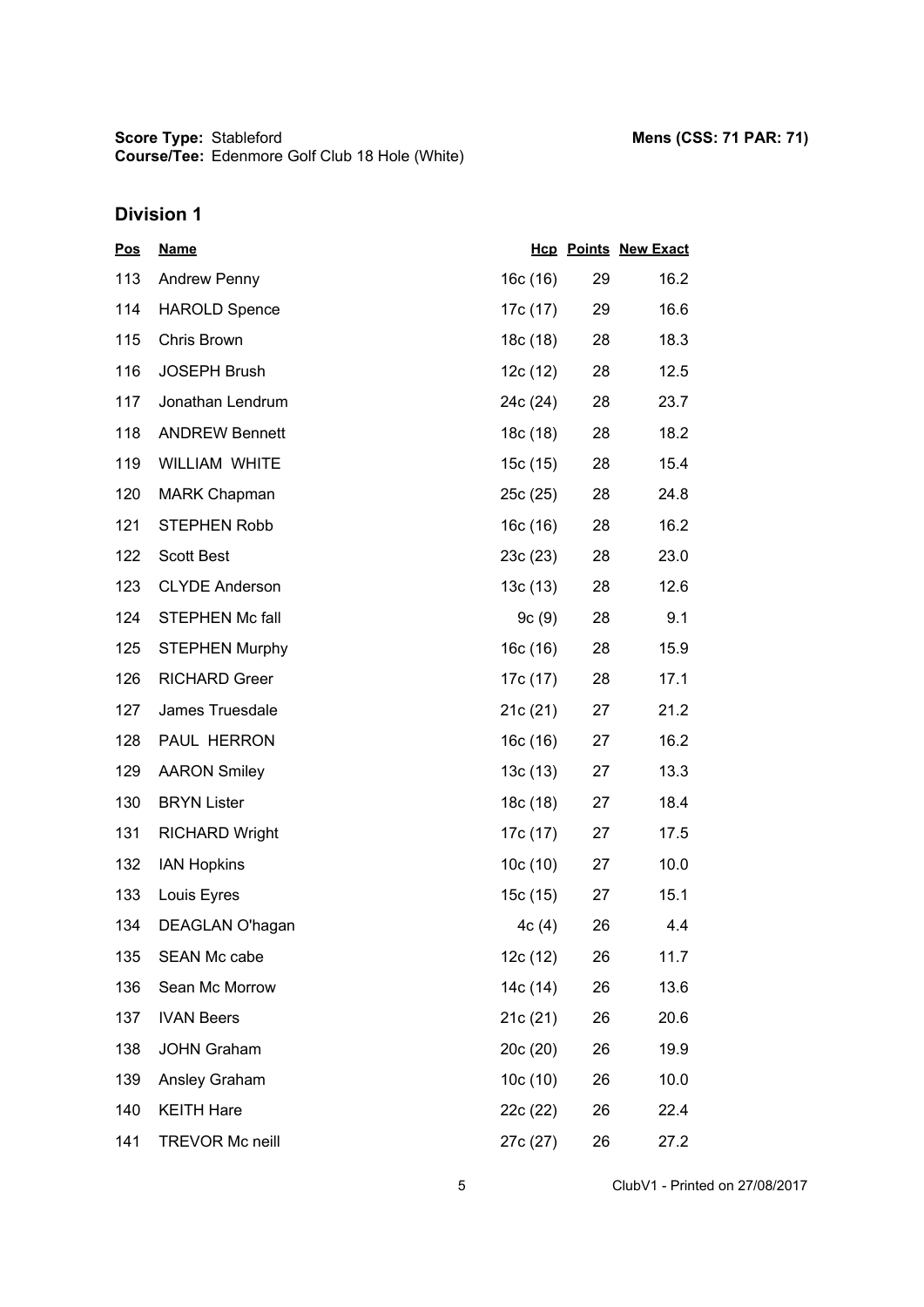**Score Type:** Stableford
**Course/Tee:** Edenmore Golf Club 18 Hole (White)

**Mens (CSS: 71 PAR: 71)**

## Division 1

| Pos | Name | Hcp | Points | New Exact |
|---|---|---|---|---|
| 113 | Andrew Penny | 16c (16) | 29 | 16.2 |
| 114 | HAROLD Spence | 17c (17) | 29 | 16.6 |
| 115 | Chris Brown | 18c (18) | 28 | 18.3 |
| 116 | JOSEPH Brush | 12c (12) | 28 | 12.5 |
| 117 | Jonathan Lendrum | 24c (24) | 28 | 23.7 |
| 118 | ANDREW Bennett | 18c (18) | 28 | 18.2 |
| 119 | WILLIAM WHITE | 15c (15) | 28 | 15.4 |
| 120 | MARK Chapman | 25c (25) | 28 | 24.8 |
| 121 | STEPHEN Robb | 16c (16) | 28 | 16.2 |
| 122 | Scott Best | 23c (23) | 28 | 23.0 |
| 123 | CLYDE Anderson | 13c (13) | 28 | 12.6 |
| 124 | STEPHEN Mc fall | 9c (9) | 28 | 9.1 |
| 125 | STEPHEN Murphy | 16c (16) | 28 | 15.9 |
| 126 | RICHARD Greer | 17c (17) | 28 | 17.1 |
| 127 | James Truesdale | 21c (21) | 27 | 21.2 |
| 128 | PAUL HERRON | 16c (16) | 27 | 16.2 |
| 129 | AARON Smiley | 13c (13) | 27 | 13.3 |
| 130 | BRYN Lister | 18c (18) | 27 | 18.4 |
| 131 | RICHARD Wright | 17c (17) | 27 | 17.5 |
| 132 | IAN Hopkins | 10c (10) | 27 | 10.0 |
| 133 | Louis Eyres | 15c (15) | 27 | 15.1 |
| 134 | DEAGLAN O'hagan | 4c (4) | 26 | 4.4 |
| 135 | SEAN Mc cabe | 12c (12) | 26 | 11.7 |
| 136 | Sean Mc Morrow | 14c (14) | 26 | 13.6 |
| 137 | IVAN Beers | 21c (21) | 26 | 20.6 |
| 138 | JOHN Graham | 20c (20) | 26 | 19.9 |
| 139 | Ansley Graham | 10c (10) | 26 | 10.0 |
| 140 | KEITH Hare | 22c (22) | 26 | 22.4 |
| 141 | TREVOR Mc neill | 27c (27) | 26 | 27.2 |

ClubV1 - Printed on 27/08/2017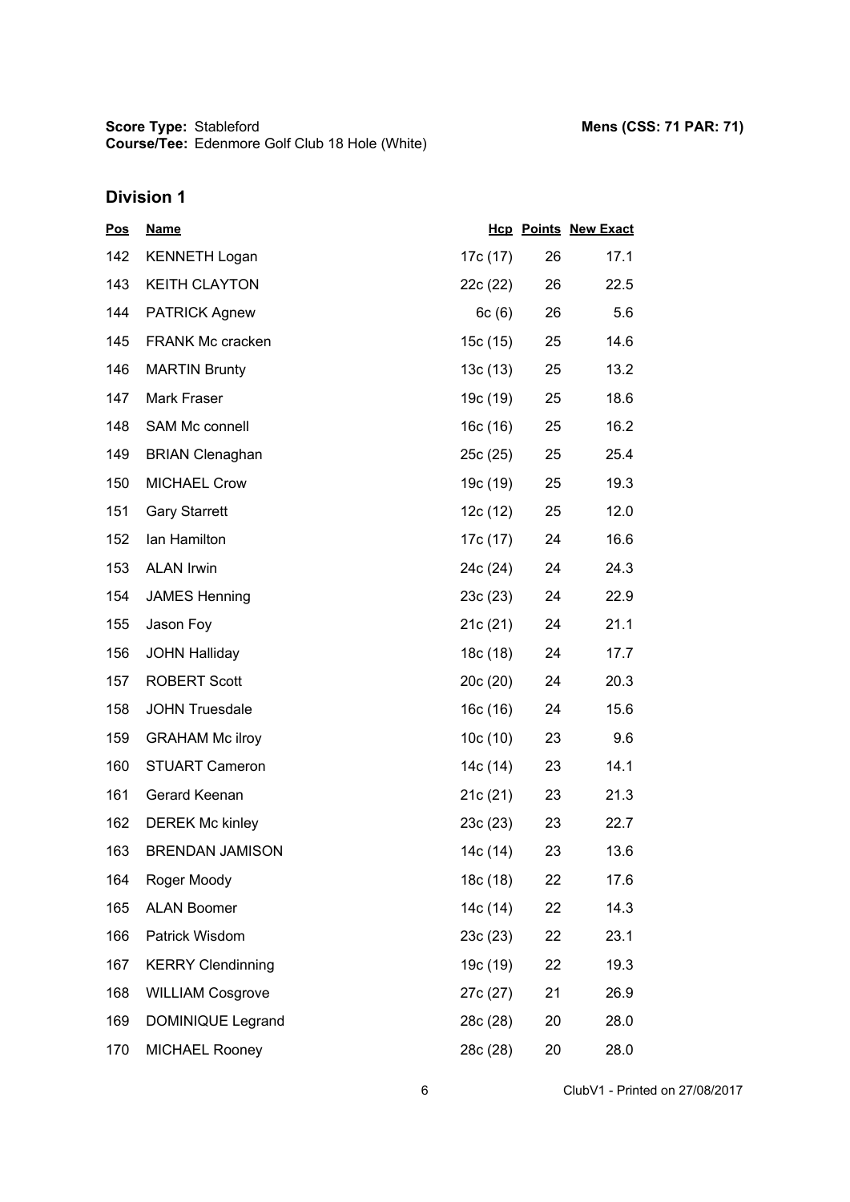**Score Type:** Stableford
**Course/Tee:** Edenmore Golf Club 18 Hole (White)

**Mens (CSS: 71 PAR: 71)**

## Division 1

| Pos | Name | Hcp | Points | New Exact |
|---|---|---|---|---|
| 142 | KENNETH Logan | 17c (17) | 26 | 17.1 |
| 143 | KEITH CLAYTON | 22c (22) | 26 | 22.5 |
| 144 | PATRICK Agnew | 6c (6) | 26 | 5.6 |
| 145 | FRANK Mc cracken | 15c (15) | 25 | 14.6 |
| 146 | MARTIN Brunty | 13c (13) | 25 | 13.2 |
| 147 | Mark Fraser | 19c (19) | 25 | 18.6 |
| 148 | SAM Mc connell | 16c (16) | 25 | 16.2 |
| 149 | BRIAN Clenaghan | 25c (25) | 25 | 25.4 |
| 150 | MICHAEL Crow | 19c (19) | 25 | 19.3 |
| 151 | Gary Starrett | 12c (12) | 25 | 12.0 |
| 152 | Ian Hamilton | 17c (17) | 24 | 16.6 |
| 153 | ALAN Irwin | 24c (24) | 24 | 24.3 |
| 154 | JAMES Henning | 23c (23) | 24 | 22.9 |
| 155 | Jason Foy | 21c (21) | 24 | 21.1 |
| 156 | JOHN Halliday | 18c (18) | 24 | 17.7 |
| 157 | ROBERT Scott | 20c (20) | 24 | 20.3 |
| 158 | JOHN Truesdale | 16c (16) | 24 | 15.6 |
| 159 | GRAHAM Mc ilroy | 10c (10) | 23 | 9.6 |
| 160 | STUART Cameron | 14c (14) | 23 | 14.1 |
| 161 | Gerard Keenan | 21c (21) | 23 | 21.3 |
| 162 | DEREK Mc kinley | 23c (23) | 23 | 22.7 |
| 163 | BRENDAN JAMISON | 14c (14) | 23 | 13.6 |
| 164 | Roger Moody | 18c (18) | 22 | 17.6 |
| 165 | ALAN Boomer | 14c (14) | 22 | 14.3 |
| 166 | Patrick Wisdom | 23c (23) | 22 | 23.1 |
| 167 | KERRY Clendinning | 19c (19) | 22 | 19.3 |
| 168 | WILLIAM Cosgrove | 27c (27) | 21 | 26.9 |
| 169 | DOMINIQUE Legrand | 28c (28) | 20 | 28.0 |
| 170 | MICHAEL Rooney | 28c (28) | 20 | 28.0 |

ClubV1 - Printed on 27/08/2017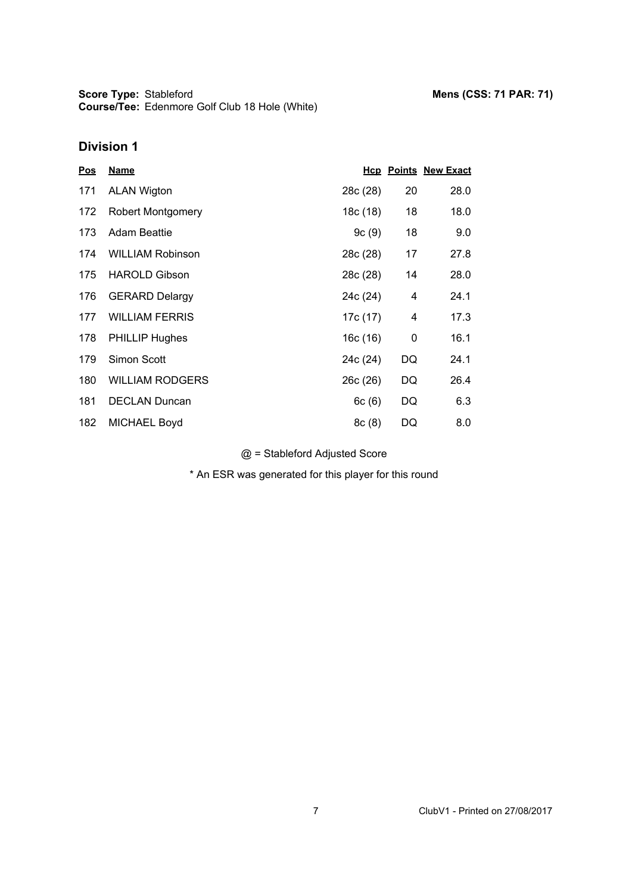**Score Type:** Stableford
**Course/Tee:** Edenmore Golf Club 18 Hole (White)

**Mens (CSS: 71 PAR: 71)**

## Division 1

| Pos | Name | Hcp | Points | New Exact |
|---|---|---|---|---|
| 171 | ALAN Wigton | 28c (28) | 20 | 28.0 |
| 172 | Robert Montgomery | 18c (18) | 18 | 18.0 |
| 173 | Adam Beattie | 9c (9) | 18 | 9.0 |
| 174 | WILLIAM Robinson | 28c (28) | 17 | 27.8 |
| 175 | HAROLD Gibson | 28c (28) | 14 | 28.0 |
| 176 | GERARD Delargy | 24c (24) | 4 | 24.1 |
| 177 | WILLIAM FERRIS | 17c (17) | 4 | 17.3 |
| 178 | PHILLIP Hughes | 16c (16) | 0 | 16.1 |
| 179 | Simon Scott | 24c (24) | DQ | 24.1 |
| 180 | WILLIAM RODGERS | 26c (26) | DQ | 26.4 |
| 181 | DECLAN Duncan | 6c (6) | DQ | 6.3 |
| 182 | MICHAEL Boyd | 8c (8) | DQ | 8.0 |

@ = Stableford Adjusted Score

* An ESR was generated for this player for this round

ClubV1 - Printed on 27/08/2017